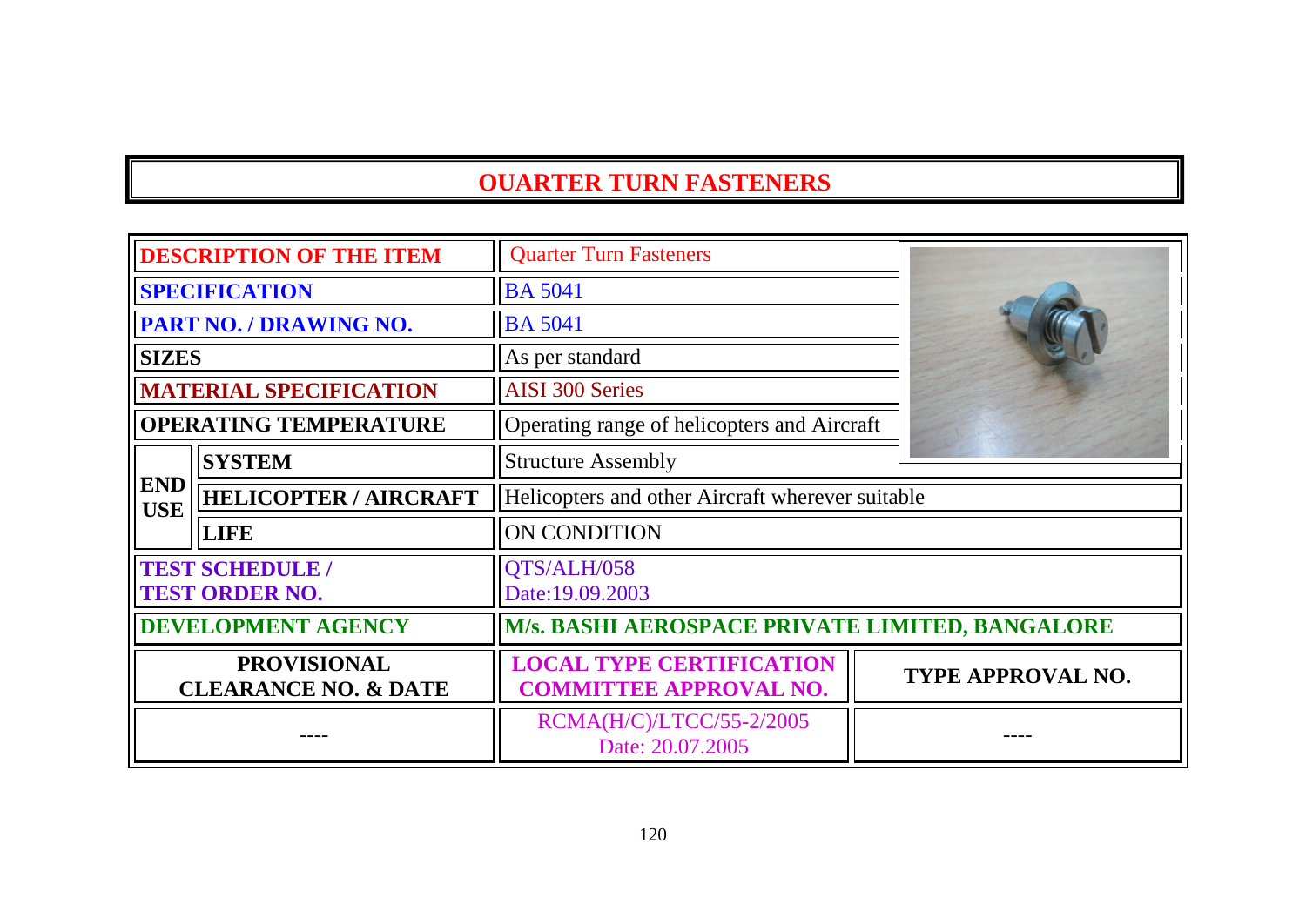# QUARTER TURN FASTENERS

| | | |
|---|---|---|
| **DESCRIPTION OF THE ITEM** | | Quarter Turn Fasteners |
| **SPECIFICATION** | | BA 5041 |
| **PART NO. / DRAWING NO.** | | BA 5041 |
| **SIZES** | | As per standard |
| **MATERIAL SPECIFICATION** | | AISI 300 Series |
| **OPERATING TEMPERATURE** | | Operating range of helicopters and Aircraft |
| **END USE** | **SYSTEM** | Structure Assembly |
| | **HELICOPTER / AIRCRAFT** | Helicopters and other Aircraft wherever suitable |
| | **LIFE** | ON CONDITION |
| **TEST SCHEDULE / TEST ORDER NO.** | | QTS/ALH/058<br>Date:19.09.2003 |
| **DEVELOPMENT AGENCY** | | **M/s. BASHI AEROSPACE PRIVATE LIMITED, BANGALORE** |

| PROVISIONAL CLEARANCE NO. & DATE | LOCAL TYPE CERTIFICATION COMMITTEE APPROVAL NO. | TYPE APPROVAL NO. |
|---|---|---|
| ---- | RCMA(H/C)/LTCC/55-2/2005<br>Date: 20.07.2005 | ---- |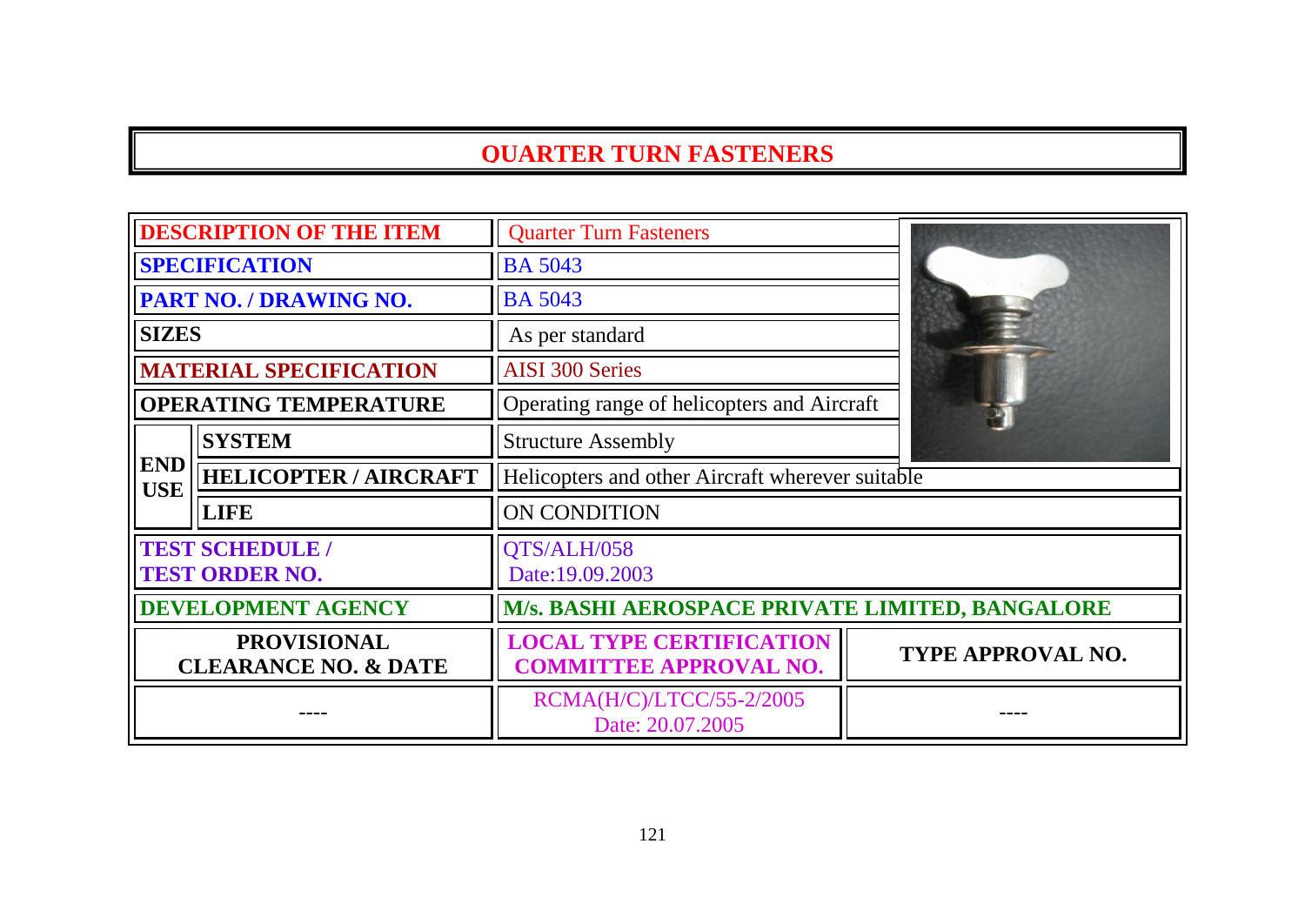# QUARTER TURN FASTENERS

| | | |
|---|---|---|
| **DESCRIPTION OF THE ITEM** | | Quarter Turn Fasteners |
| **SPECIFICATION** | | BA 5043 |
| **PART NO. / DRAWING NO.** | | BA 5043 |
| **SIZES** | | As per standard |
| **MATERIAL SPECIFICATION** | | AISI 300 Series |
| **OPERATING TEMPERATURE** | | Operating range of helicopters and Aircraft |
| **END USE** | **SYSTEM** | Structure Assembly |
| | **HELICOPTER / AIRCRAFT** | Helicopters and other Aircraft wherever suitable |
| | **LIFE** | ON CONDITION |
| **TEST SCHEDULE / TEST ORDER NO.** | | QTS/ALH/058 Date:19.09.2003 |
| **DEVELOPMENT AGENCY** | | **M/s. BASHI AEROSPACE PRIVATE LIMITED, BANGALORE** |

| PROVISIONAL CLEARANCE NO. & DATE | LOCAL TYPE CERTIFICATION COMMITTEE APPROVAL NO. | TYPE APPROVAL NO. |
|---|---|---|
| ---- | RCMA(H/C)/LTCC/55-2/2005 Date: 20.07.2005 | ---- |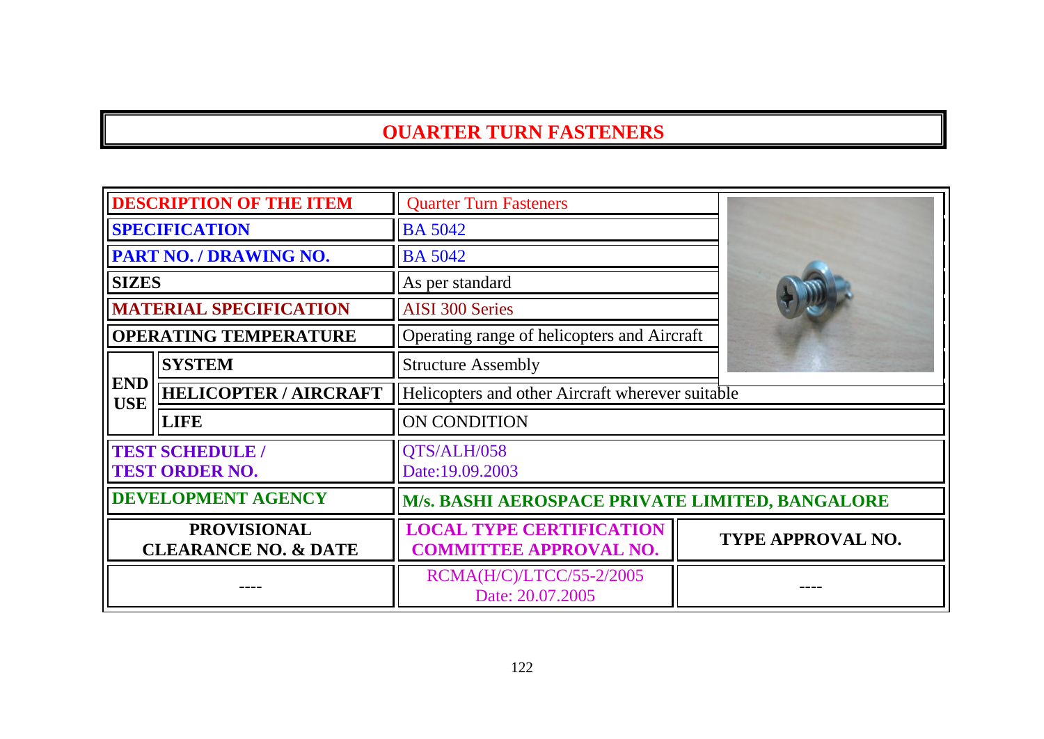# QUARTER TURN FASTENERS

| | | | |
|---|---|---|---|
| **DESCRIPTION OF THE ITEM** | | Quarter Turn Fasteners | |
| **SPECIFICATION** | | BA 5042 | |
| **PART NO. / DRAWING NO.** | | BA 5042 | |
| **SIZES** | | As per standard | |
| **MATERIAL SPECIFICATION** | | AISI 300 Series | |
| **OPERATING TEMPERATURE** | | Operating range of helicopters and Aircraft | |
| **END USE** | **SYSTEM** | Structure Assembly | |
| | **HELICOPTER / AIRCRAFT** | Helicopters and other Aircraft wherever suitable | |
| | **LIFE** | ON CONDITION | |
| **TEST SCHEDULE / TEST ORDER NO.** | | QTS/ALH/058 Date:19.09.2003 | |
| **DEVELOPMENT AGENCY** | | **M/s. BASHI AEROSPACE PRIVATE LIMITED, BANGALORE** | |
| **PROVISIONAL CLEARANCE NO. & DATE** | | **LOCAL TYPE CERTIFICATION COMMITTEE APPROVAL NO.** | **TYPE APPROVAL NO.** |
| ---- | | RCMA(H/C)/LTCC/55-2/2005 Date: 20.07.2005 | ---- |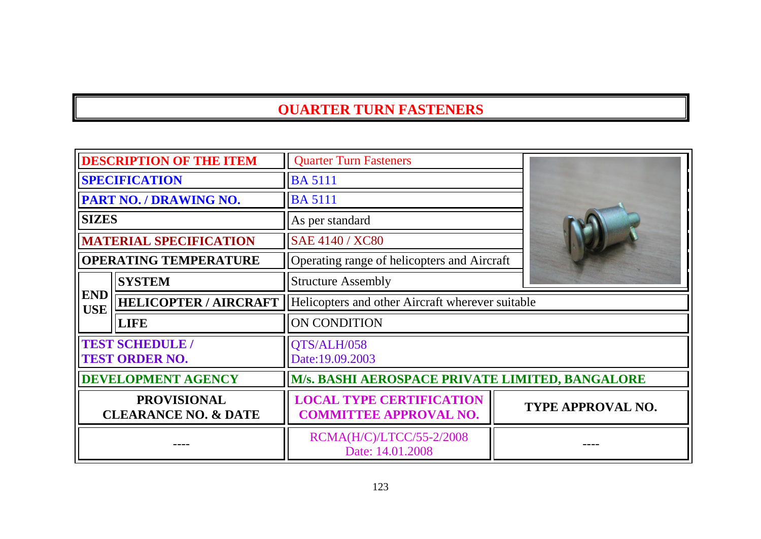# QUARTER TURN FASTENERS

| | | | |
|---|---|---|---|
| **DESCRIPTION OF THE ITEM** | | Quarter Turn Fasteners | |
| **SPECIFICATION** | | BA 5111 | |
| **PART NO. / DRAWING NO.** | | BA 5111 | |
| **SIZES** | | As per standard | |
| **MATERIAL SPECIFICATION** | | SAE 4140 / XC80 | |
| **OPERATING TEMPERATURE** | | Operating range of helicopters and Aircraft | |
| **END USE** | **SYSTEM** | Structure Assembly | |
| | **HELICOPTER / AIRCRAFT** | Helicopters and other Aircraft wherever suitable | |
| | **LIFE** | ON CONDITION | |
| **TEST SCHEDULE / TEST ORDER NO.** | | QTS/ALH/058 Date:19.09.2003 | |
| **DEVELOPMENT AGENCY** | | **M/s. BASHI AEROSPACE PRIVATE LIMITED, BANGALORE** | |
| **PROVISIONAL CLEARANCE NO. & DATE** | | **LOCAL TYPE CERTIFICATION COMMITTEE APPROVAL NO.** | **TYPE APPROVAL NO.** |
| ---- | | RCMA(H/C)/LTCC/55-2/2008 Date: 14.01.2008 | ---- |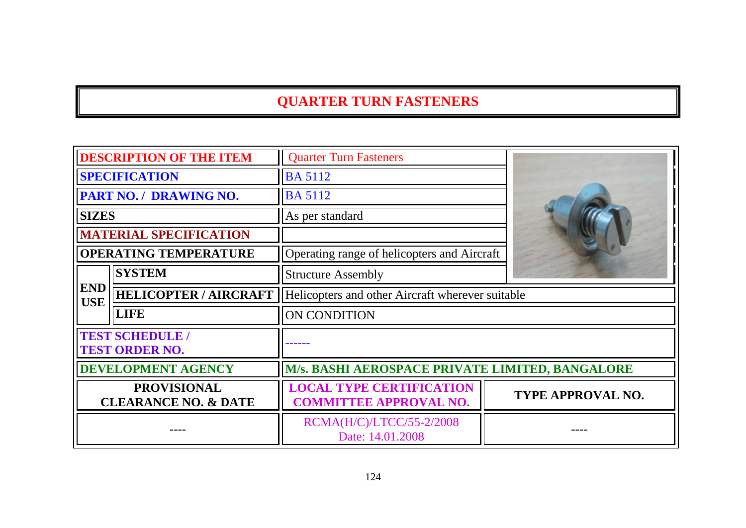# QUARTER TURN FASTENERS

| | | |
|---|---|---|
| **DESCRIPTION OF THE ITEM** | | Quarter Turn Fasteners |
| **SPECIFICATION** | | BA 5112 |
| **PART NO. / DRAWING NO.** | | BA 5112 |
| **SIZES** | | As per standard |
| **MATERIAL SPECIFICATION** | | |
| **OPERATING TEMPERATURE** | | Operating range of helicopters and Aircraft |
| **END USE** | **SYSTEM** | Structure Assembly |
| | **HELICOPTER / AIRCRAFT** | Helicopters and other Aircraft wherever suitable |
| | **LIFE** | ON CONDITION |
| **TEST SCHEDULE / TEST ORDER NO.** | | ------ |
| **DEVELOPMENT AGENCY** | | **M/s. BASHI AEROSPACE PRIVATE LIMITED, BANGALORE** |

| PROVISIONAL CLEARANCE NO. & DATE | LOCAL TYPE CERTIFICATION COMMITTEE APPROVAL NO. | TYPE APPROVAL NO. |
|---|---|---|
| ---- | RCMA(H/C)/LTCC/55-2/2008 Date: 14.01.2008 | ---- |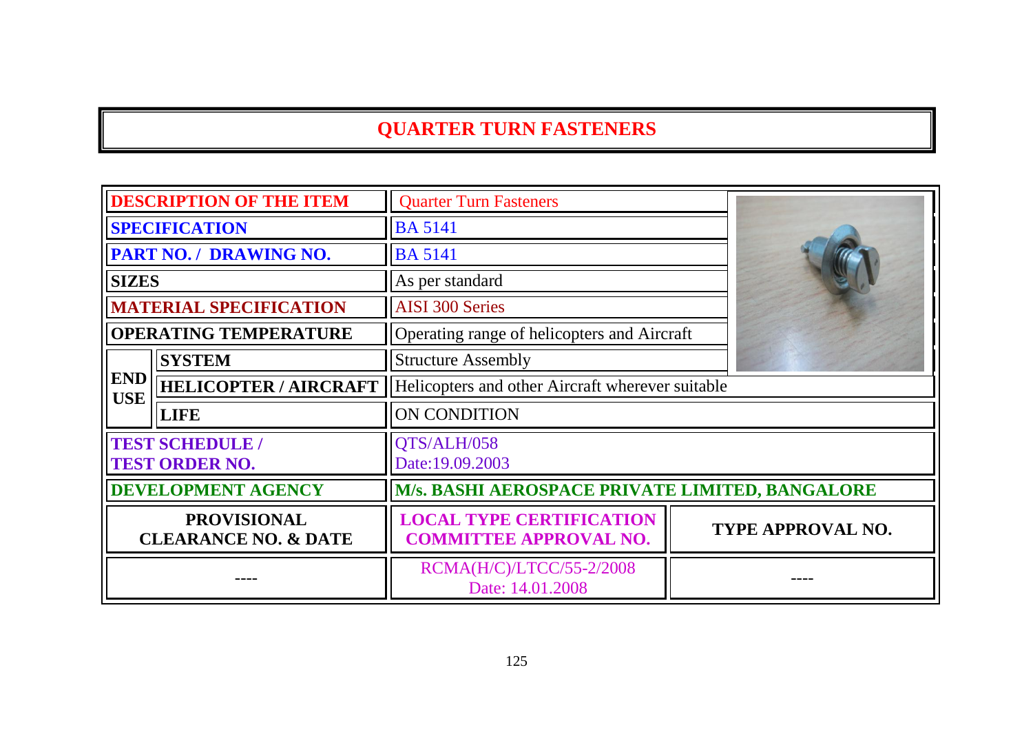# QUARTER TURN FASTENERS

| DESCRIPTION OF THE ITEM | | Quarter Turn Fasteners | |
|---|---|---|---|
| SPECIFICATION | | BA 5141 | |
| PART NO. / DRAWING NO. | | BA 5141 | |
| SIZES | | As per standard | |
| MATERIAL SPECIFICATION | | AISI 300 Series | |
| OPERATING TEMPERATURE | | Operating range of helicopters and Aircraft | |
| END USE | SYSTEM | Structure Assembly | |
| | HELICOPTER / AIRCRAFT | Helicopters and other Aircraft wherever suitable | |
| | LIFE | ON CONDITION | |
| TEST SCHEDULE / TEST ORDER NO. | | QTS/ALH/058<br>Date:19.09.2003 | |
| DEVELOPMENT AGENCY | | M/s. BASHI AEROSPACE PRIVATE LIMITED, BANGALORE | |
| PROVISIONAL CLEARANCE NO. & DATE | | LOCAL TYPE CERTIFICATION COMMITTEE APPROVAL NO. | TYPE APPROVAL NO. |
| ---- | | RCMA(H/C)/LTCC/55-2/2008<br>Date: 14.01.2008 | ---- |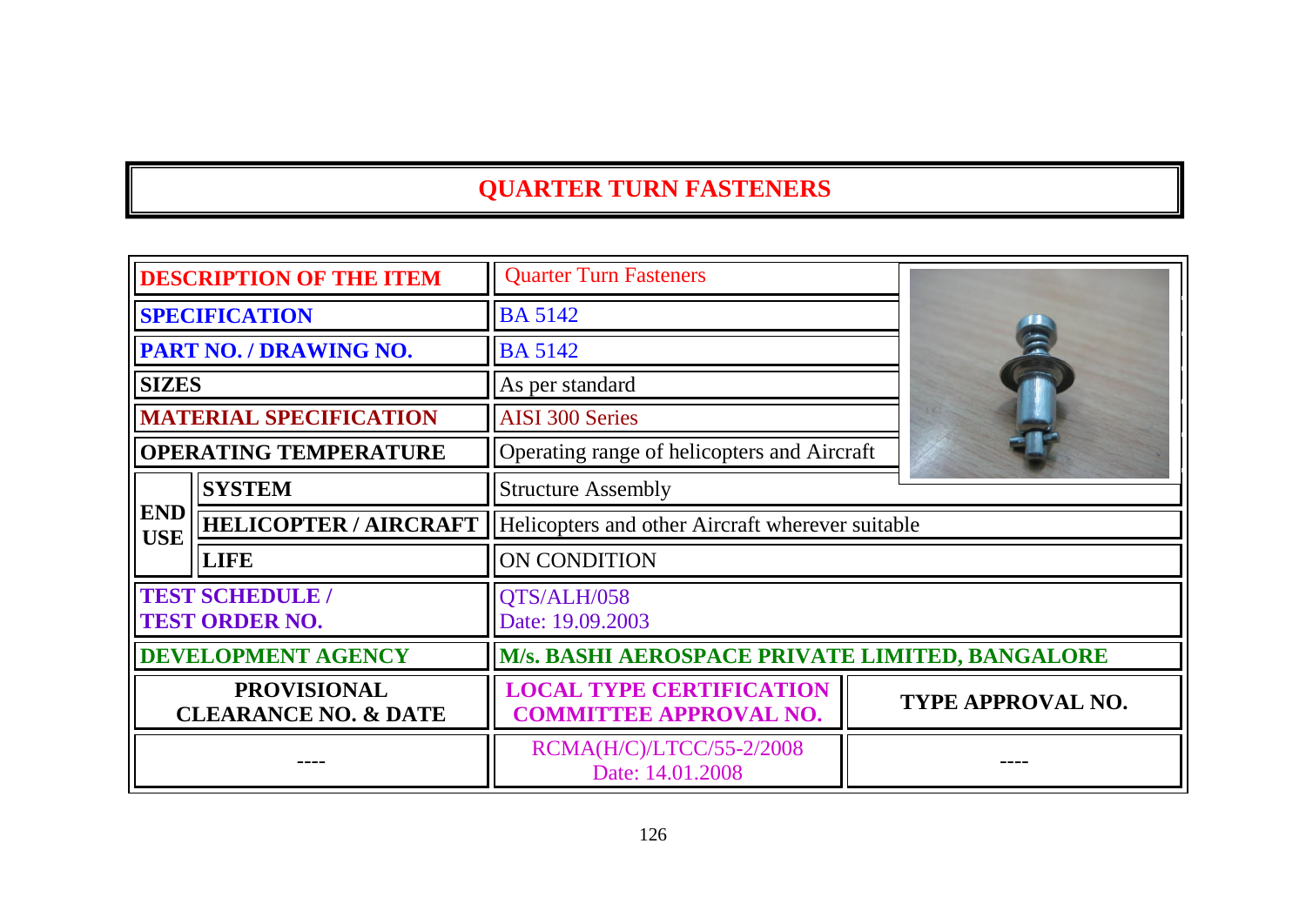# QUARTER TURN FASTENERS

| | | | |
|---|---|---|---|
| **DESCRIPTION OF THE ITEM** | | Quarter Turn Fasteners | |
| **SPECIFICATION** | | BA 5142 | |
| **PART NO. / DRAWING NO.** | | BA 5142 | |
| **SIZES** | | As per standard | |
| **MATERIAL SPECIFICATION** | | AISI 300 Series | |
| **OPERATING TEMPERATURE** | | Operating range of helicopters and Aircraft | |
| **END USE** | **SYSTEM** | Structure Assembly | |
| | **HELICOPTER / AIRCRAFT** | Helicopters and other Aircraft wherever suitable | |
| | **LIFE** | ON CONDITION | |
| **TEST SCHEDULE / TEST ORDER NO.** | | QTS/ALH/058 Date: 19.09.2003 | |
| **DEVELOPMENT AGENCY** | | **M/s. BASHI AEROSPACE PRIVATE LIMITED, BANGALORE** | |
| **PROVISIONAL CLEARANCE NO. & DATE** | | **LOCAL TYPE CERTIFICATION COMMITTEE APPROVAL NO.** | **TYPE APPROVAL NO.** |
| ---- | | RCMA(H/C)/LTCC/55-2/2008 Date: 14.01.2008 | ---- |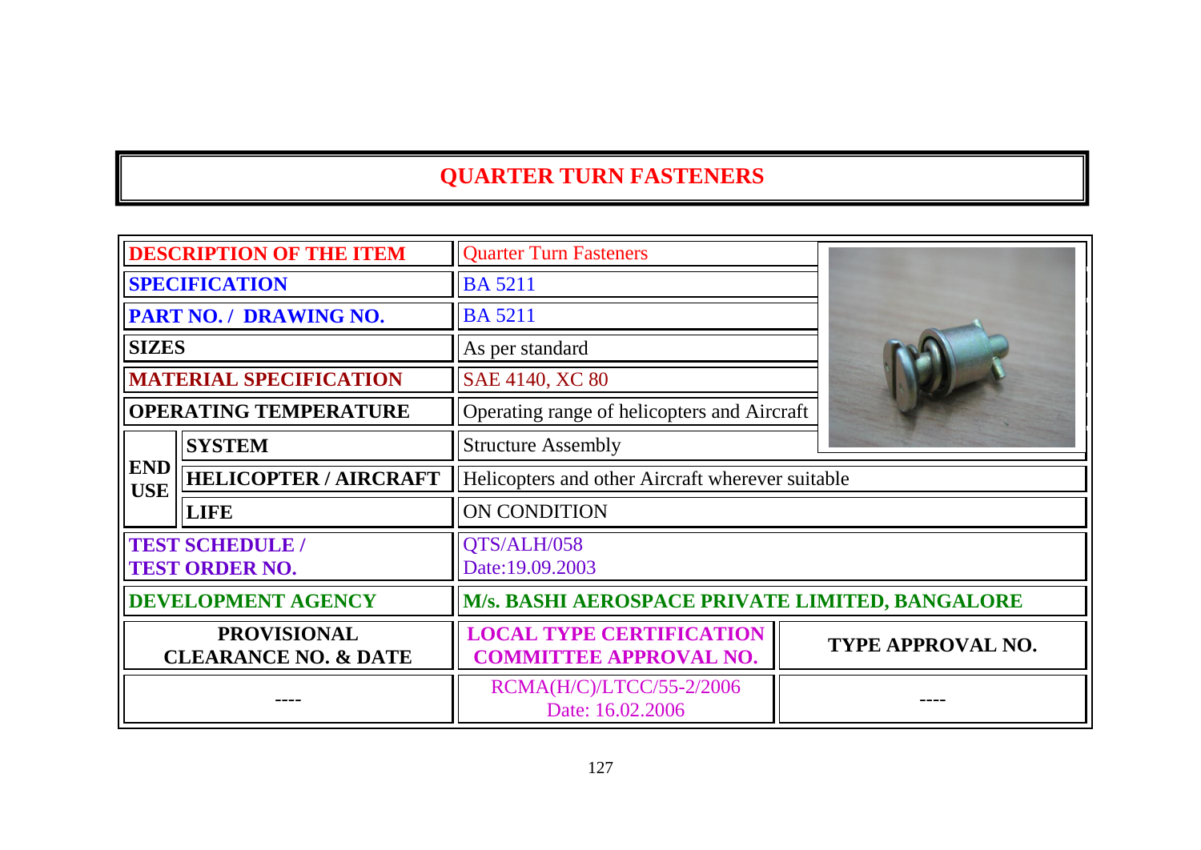# QUARTER TURN FASTENERS

| | | |
|---|---|---|
| **DESCRIPTION OF THE ITEM** | | Quarter Turn Fasteners |
| **SPECIFICATION** | | BA 5211 |
| **PART NO. / DRAWING NO.** | | BA 5211 |
| **SIZES** | | As per standard |
| **MATERIAL SPECIFICATION** | | SAE 4140, XC 80 |
| **OPERATING TEMPERATURE** | | Operating range of helicopters and Aircraft |
| **END USE** | **SYSTEM** | Structure Assembly |
| | **HELICOPTER / AIRCRAFT** | Helicopters and other Aircraft wherever suitable |
| | **LIFE** | ON CONDITION |
| **TEST SCHEDULE / TEST ORDER NO.** | | QTS/ALH/058 Date:19.09.2003 |
| **DEVELOPMENT AGENCY** | | **M/s. BASHI AEROSPACE PRIVATE LIMITED, BANGALORE** |

| **PROVISIONAL CLEARANCE NO. & DATE** | **LOCAL TYPE CERTIFICATION COMMITTEE APPROVAL NO.** | **TYPE APPROVAL NO.** |
|---|---|---|
| ---- | RCMA(H/C)/LTCC/55-2/2006 Date: 16.02.2006 | ---- |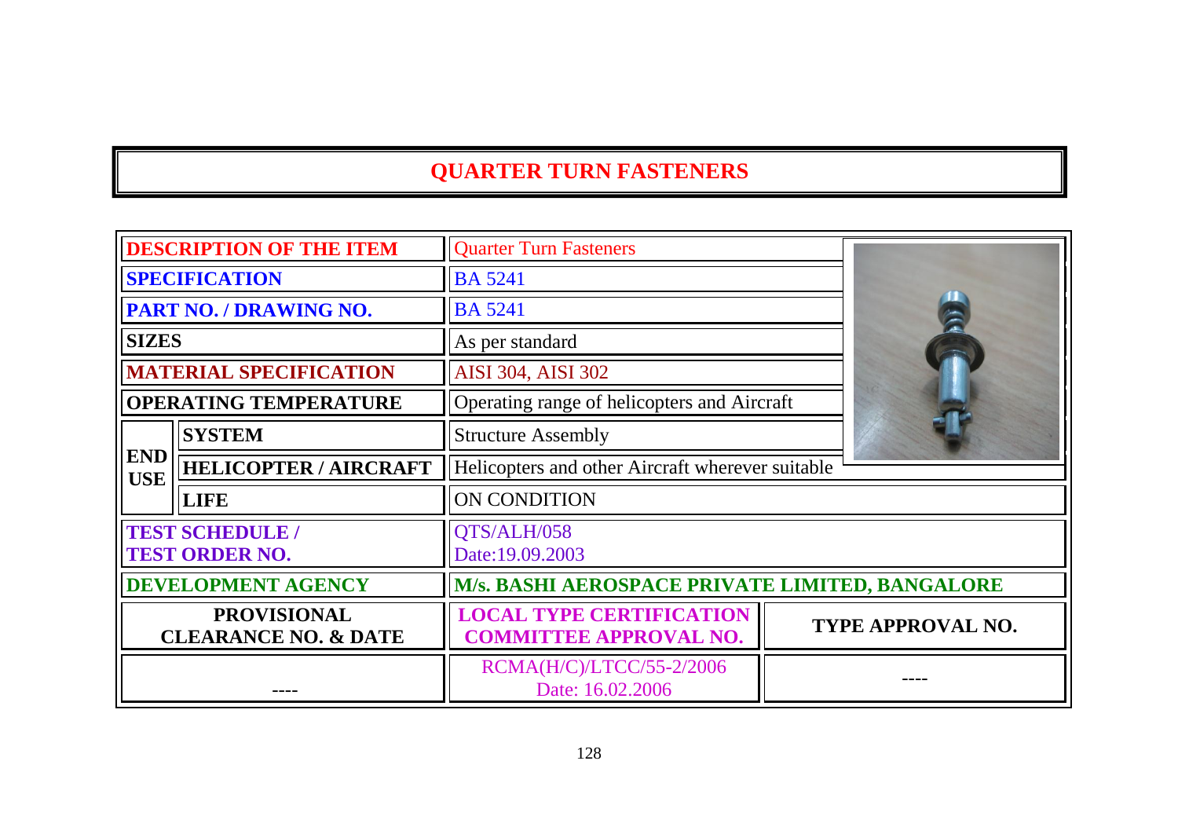# QUARTER TURN FASTENERS

| | | | |
|---|---|---|---|
| **DESCRIPTION OF THE ITEM** | | Quarter Turn Fasteners | |
| **SPECIFICATION** | | BA 5241 | |
| **PART NO. / DRAWING NO.** | | BA 5241 | |
| **SIZES** | | As per standard | |
| **MATERIAL SPECIFICATION** | | AISI 304, AISI 302 | |
| **OPERATING TEMPERATURE** | | Operating range of helicopters and Aircraft | |
| **END USE** | **SYSTEM** | Structure Assembly | |
| | **HELICOPTER / AIRCRAFT** | Helicopters and other Aircraft wherever suitable | |
| | **LIFE** | ON CONDITION | |
| **TEST SCHEDULE / TEST ORDER NO.** | | QTS/ALH/058 Date:19.09.2003 | |
| **DEVELOPMENT AGENCY** | | **M/s. BASHI AEROSPACE PRIVATE LIMITED, BANGALORE** | |
| **PROVISIONAL CLEARANCE NO. & DATE** | | **LOCAL TYPE CERTIFICATION COMMITTEE APPROVAL NO.** | **TYPE APPROVAL NO.** |
| ---- | | RCMA(H/C)/LTCC/55-2/2006 Date: 16.02.2006 | ---- |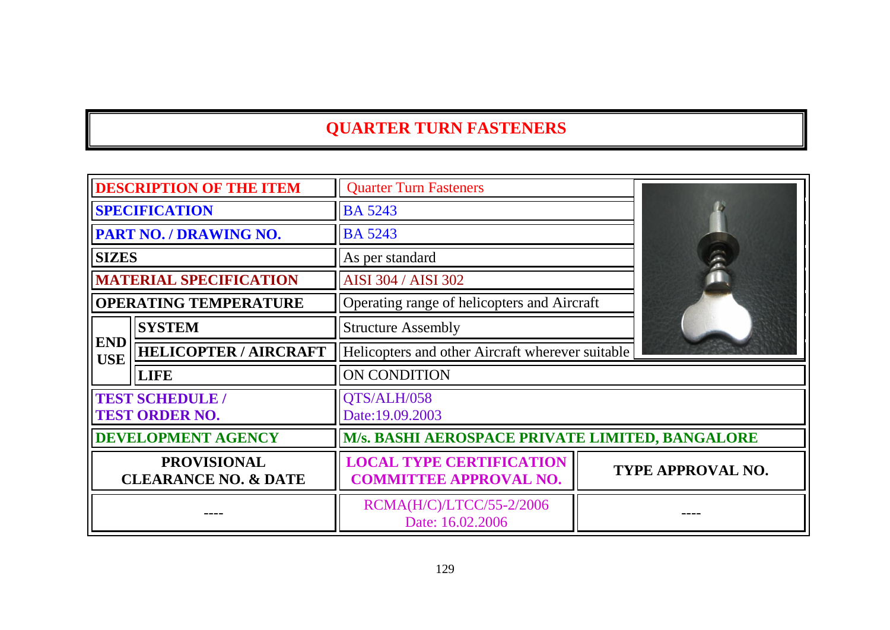# QUARTER TURN FASTENERS

| | | |
|---|---|---|
| **DESCRIPTION OF THE ITEM** | | Quarter Turn Fasteners |
| **SPECIFICATION** | | BA 5243 |
| **PART NO. / DRAWING NO.** | | BA 5243 |
| **SIZES** | | As per standard |
| **MATERIAL SPECIFICATION** | | AISI 304 / AISI 302 |
| **OPERATING TEMPERATURE** | | Operating range of helicopters and Aircraft |
| **END USE** | **SYSTEM** | Structure Assembly |
| | **HELICOPTER / AIRCRAFT** | Helicopters and other Aircraft wherever suitable |
| | **LIFE** | ON CONDITION |
| **TEST SCHEDULE / TEST ORDER NO.** | | QTS/ALH/058 Date:19.09.2003 |
| **DEVELOPMENT AGENCY** | | **M/s. BASHI AEROSPACE PRIVATE LIMITED, BANGALORE** |

| PROVISIONAL CLEARANCE NO. & DATE | LOCAL TYPE CERTIFICATION COMMITTEE APPROVAL NO. | TYPE APPROVAL NO. |
|---|---|---|
| ---- | RCMA(H/C)/LTCC/55-2/2006 Date: 16.02.2006 | ---- |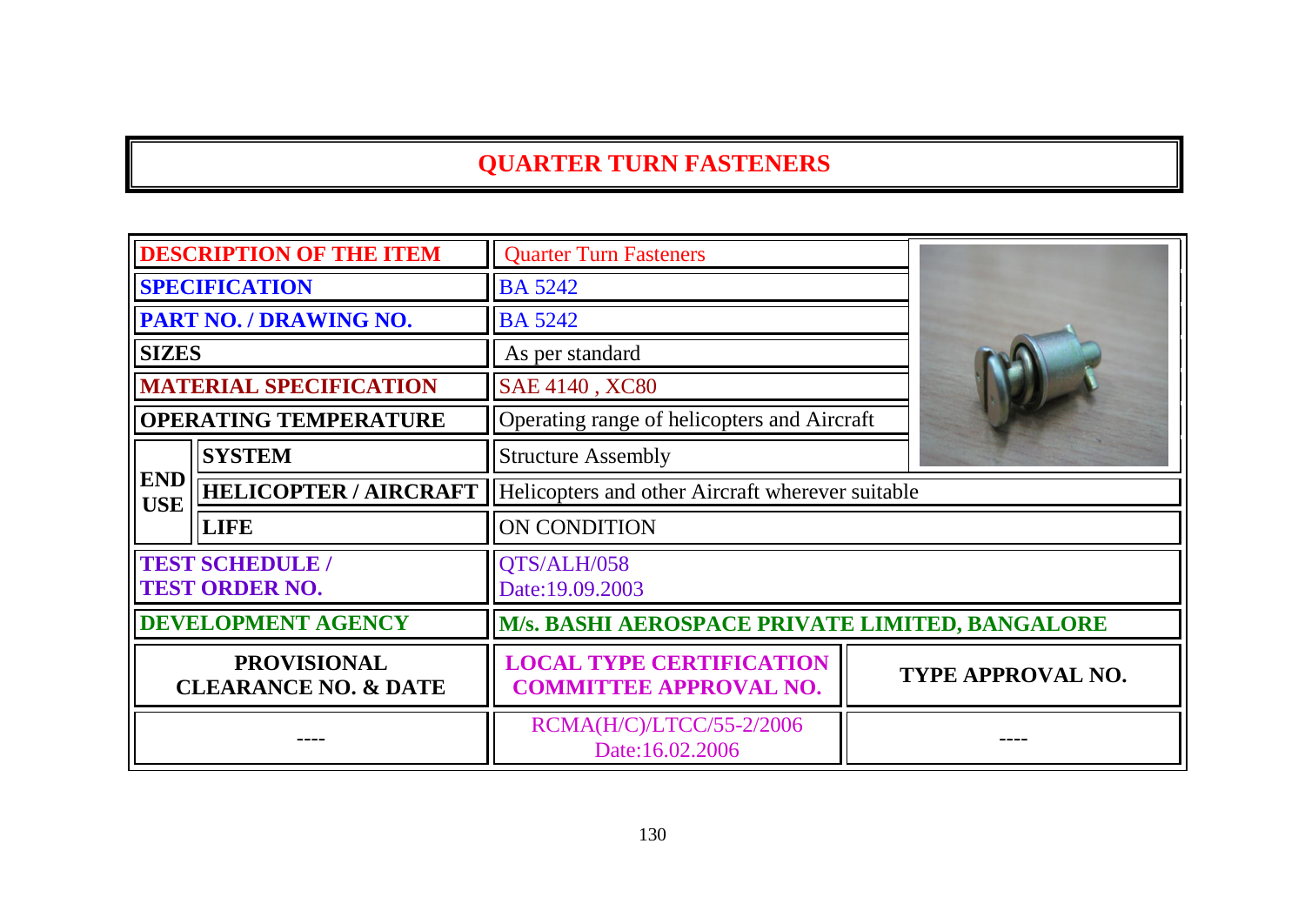# QUARTER TURN FASTENERS

| | | |
|---|---|---|
| **DESCRIPTION OF THE ITEM** | | Quarter Turn Fasteners |
| **SPECIFICATION** | | BA 5242 |
| **PART NO. / DRAWING NO.** | | BA 5242 |
| **SIZES** | | As per standard |
| **MATERIAL SPECIFICATION** | | SAE 4140 , XC80 |
| **OPERATING TEMPERATURE** | | Operating range of helicopters and Aircraft |
| **END USE** | **SYSTEM** | Structure Assembly |
| | **HELICOPTER / AIRCRAFT** | Helicopters and other Aircraft wherever suitable |
| | **LIFE** | ON CONDITION |
| **TEST SCHEDULE / TEST ORDER NO.** | | QTS/ALH/058 Date:19.09.2003 |
| **DEVELOPMENT AGENCY** | | **M/s. BASHI AEROSPACE PRIVATE LIMITED, BANGALORE** |

| **PROVISIONAL CLEARANCE NO. & DATE** | **LOCAL TYPE CERTIFICATION COMMITTEE APPROVAL NO.** | **TYPE APPROVAL NO.** |
|---|---|---|
| ---- | RCMA(H/C)/LTCC/55-2/2006 Date:16.02.2006 | ---- |